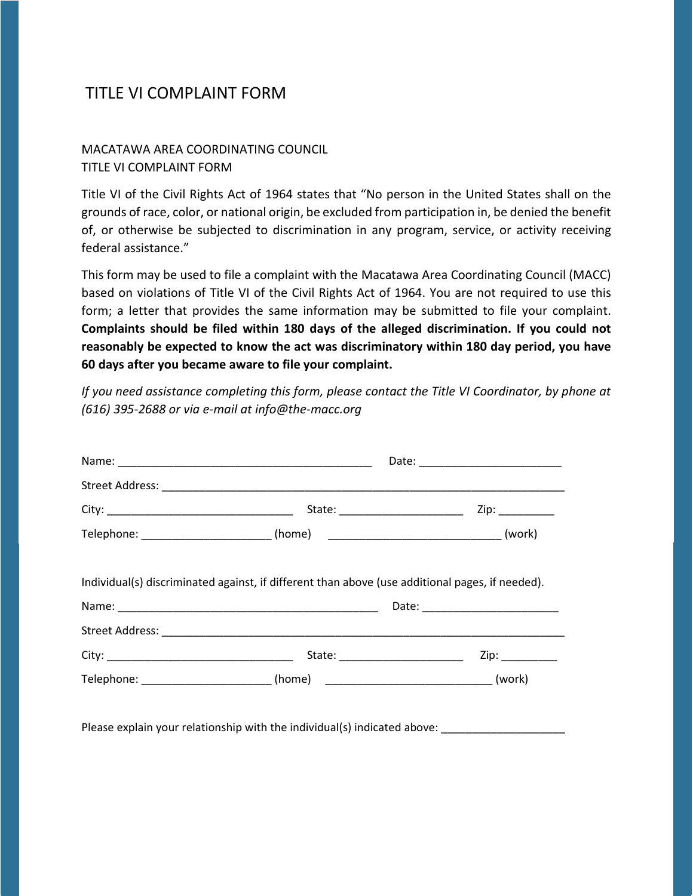# TITLE VI COMPLAINT FORM

MACATAWA AREA COORDINATING COUNCIL
TITLE VI COMPLAINT FORM

Title VI of the Civil Rights Act of 1964 states that "No person in the United States shall on the grounds of race, color, or national origin, be excluded from participation in, be denied the benefit of, or otherwise be subjected to discrimination in any program, service, or activity receiving federal assistance."

This form may be used to file a complaint with the Macatawa Area Coordinating Council (MACC) based on violations of Title VI of the Civil Rights Act of 1964. You are not required to use this form; a letter that provides the same information may be submitted to file your complaint. **Complaints should be filed within 180 days of the alleged discrimination. If you could not reasonably be expected to know the act was discriminatory within 180 day period, you have 60 days after you became aware to file your complaint.**

*If you need assistance completing this form, please contact the Title VI Coordinator, by phone at (616) 395-2688 or via e-mail at info@the-macc.org*

Name: ________________________________________ Date: ______________________

Street Address: ______________________________________________________________

City: ____________________________ State: ___________________ Zip: _________

Telephone: ____________________ (home) __________________________ (work)

Individual(s) discriminated against, if different than above (use additional pages, if needed).

Name: ________________________________________ Date: ______________________

Street Address: ______________________________________________________________

City: ____________________________ State: ___________________ Zip: _________

Telephone: ____________________ (home) __________________________ (work)

Please explain your relationship with the individual(s) indicated above: ___________________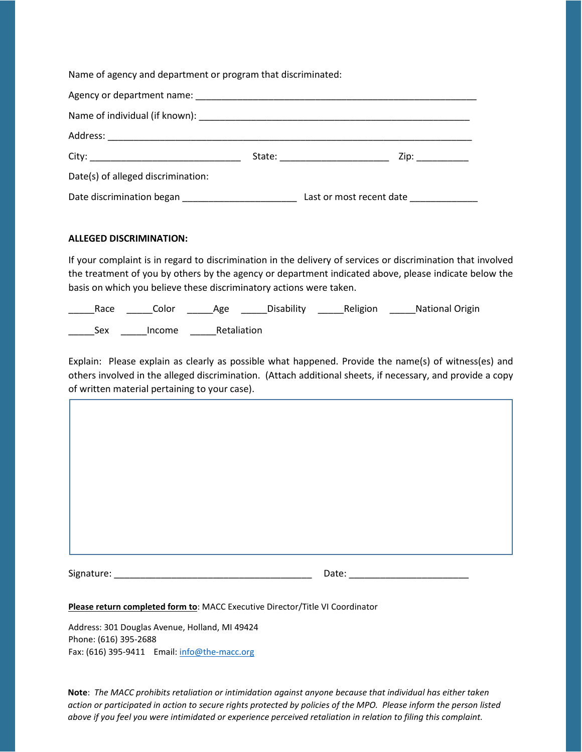Name of agency and department or program that discriminated:

Agency or department name: ______________________________________________________

Name of individual (if known): ____________________________________________________

Address: _________________________________________________________________________

City: _____________________________ State: _____________________ Zip: __________

Date(s) of alleged discrimination:

Date discrimination began _____________________ Last or most recent date _____________

**ALLEGED DISCRIMINATION:**

If your complaint is in regard to discrimination in the delivery of services or discrimination that involved the treatment of you by others by the agency or department indicated above, please indicate below the basis on which you believe these discriminatory actions were taken.

_____Race _____Color _____Age _____Disability _____Religion _____National Origin

_____Sex _____Income _____Retaliation

Explain: Please explain as clearly as possible what happened. Provide the name(s) of witness(es) and others involved in the alleged discrimination. (Attach additional sheets, if necessary, and provide a copy of written material pertaining to your case).

Signature: ______________________________________ Date: _______________________

**Please return completed form to**: MACC Executive Director/Title VI Coordinator

Address: 301 Douglas Avenue, Holland, MI 49424
Phone: (616) 395-2688
Fax: (616) 395-9411 Email: info@the-macc.org

**Note**: *The MACC prohibits retaliation or intimidation against anyone because that individual has either taken action or participated in action to secure rights protected by policies of the MPO. Please inform the person listed above if you feel you were intimidated or experience perceived retaliation in relation to filing this complaint.*